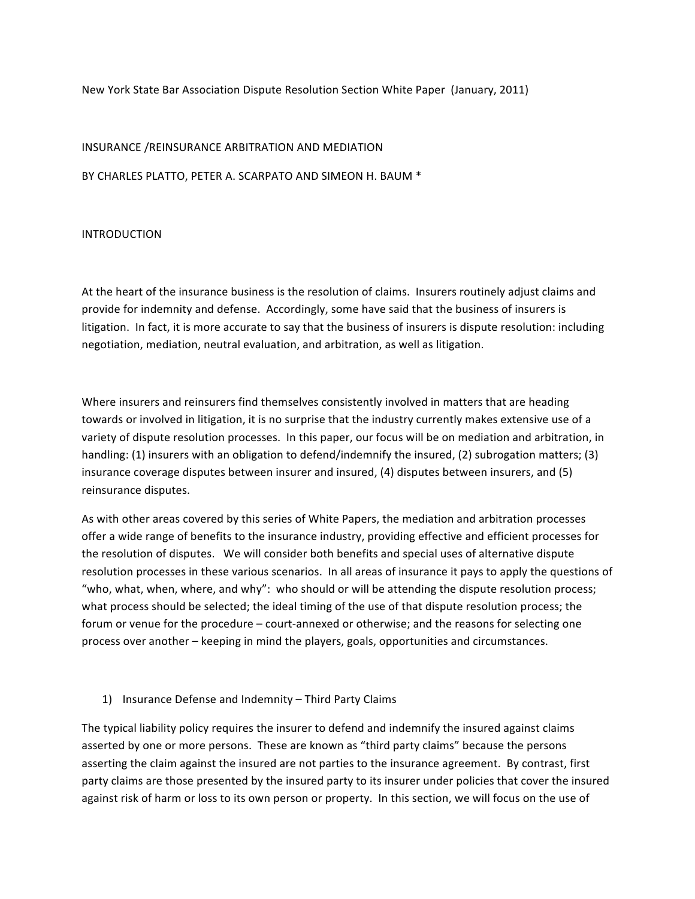New York State Bar Association Dispute Resolution Section White Paper (January, 2011)

# INSURANCE /REINSURANCE ARBITRATION AND MEDIATION

BY CHARLES PLATTO, PETER A. SCARPATO AND SIMEON H. BAUM *

## INTRODUCTION

At the heart of the insurance business is the resolution of claims. Insurers routinely adjust claims and provide for indemnity and defense. Accordingly, some have said that the business of insurers is litigation. In fact, it is more accurate to say that the business of insurers is dispute resolution: including negotiation, mediation, neutral evaluation, and arbitration, as well as litigation.

Where insurers and reinsurers find themselves consistently involved in matters that are heading towards or involved in litigation, it is no surprise that the industry currently makes extensive use of a variety of dispute resolution processes. In this paper, our focus will be on mediation and arbitration, in handling: (1) insurers with an obligation to defend/indemnify the insured, (2) subrogation matters; (3) insurance coverage disputes between insurer and insured, (4) disputes between insurers, and (5) reinsurance disputes.

As with other areas covered by this series of White Papers, the mediation and arbitration processes offer a wide range of benefits to the insurance industry, providing effective and efficient processes for the resolution of disputes. We will consider both benefits and special uses of alternative dispute resolution processes in these various scenarios. In all areas of insurance it pays to apply the questions of "who, what, when, where, and why": who should or will be attending the dispute resolution process; what process should be selected; the ideal timing of the use of that dispute resolution process; the forum or venue for the procedure – court-annexed or otherwise; and the reasons for selecting one process over another – keeping in mind the players, goals, opportunities and circumstances.

### 1) Insurance Defense and Indemnity – Third Party Claims

The typical liability policy requires the insurer to defend and indemnify the insured against claims asserted by one or more persons. These are known as "third party claims" because the persons asserting the claim against the insured are not parties to the insurance agreement. By contrast, first party claims are those presented by the insured party to its insurer under policies that cover the insured against risk of harm or loss to its own person or property. In this section, we will focus on the use of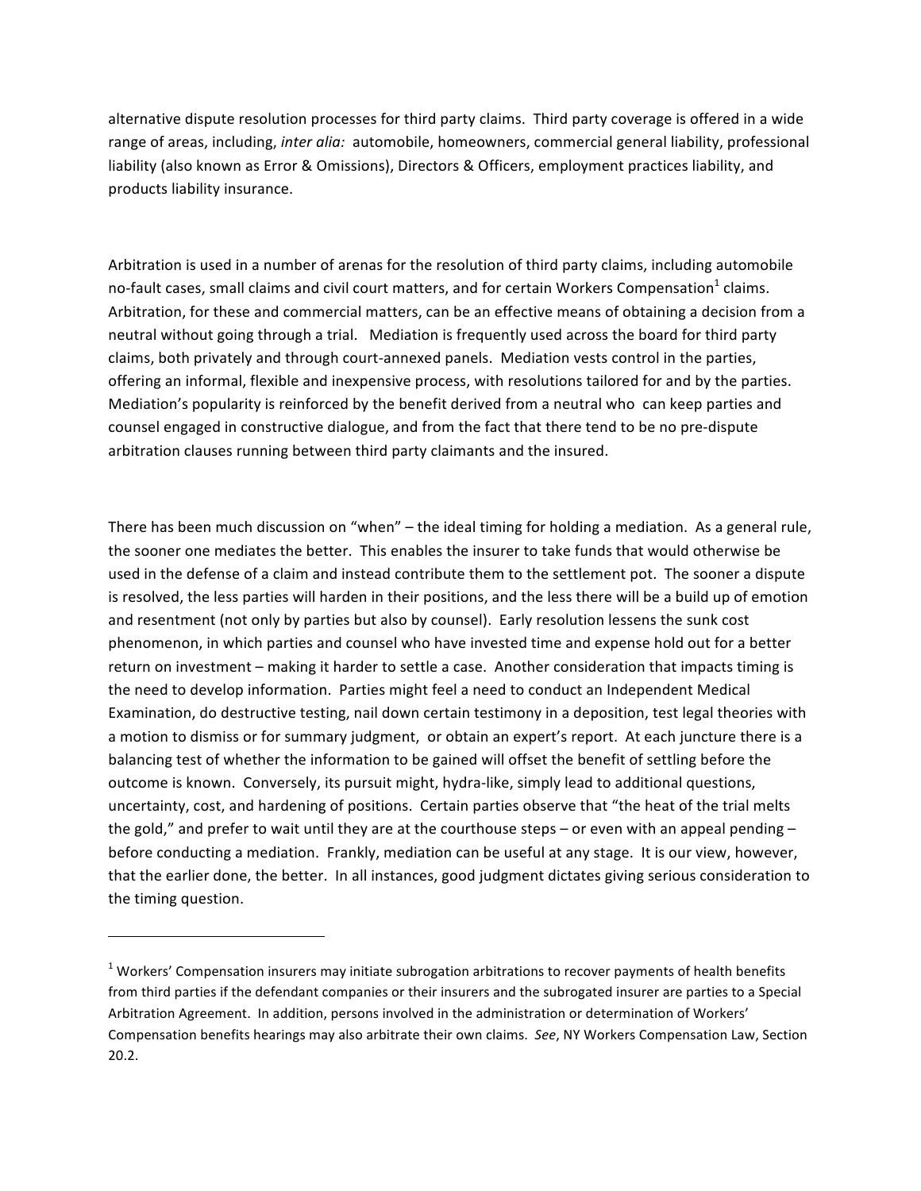alternative dispute resolution processes for third party claims. Third party coverage is offered in a wide range of areas, including, *inter alia:* automobile, homeowners, commercial general liability, professional liability (also known as Error & Omissions), Directors & Officers, employment practices liability, and products liability insurance.

Arbitration is used in a number of arenas for the resolution of third party claims, including automobile no-fault cases, small claims and civil court matters, and for certain Workers Compensation[1] claims. Arbitration, for these and commercial matters, can be an effective means of obtaining a decision from a neutral without going through a trial. Mediation is frequently used across the board for third party claims, both privately and through court-annexed panels. Mediation vests control in the parties, offering an informal, flexible and inexpensive process, with resolutions tailored for and by the parties. Mediation's popularity is reinforced by the benefit derived from a neutral who can keep parties and counsel engaged in constructive dialogue, and from the fact that there tend to be no pre-dispute arbitration clauses running between third party claimants and the insured.

There has been much discussion on "when" – the ideal timing for holding a mediation. As a general rule, the sooner one mediates the better. This enables the insurer to take funds that would otherwise be used in the defense of a claim and instead contribute them to the settlement pot. The sooner a dispute is resolved, the less parties will harden in their positions, and the less there will be a build up of emotion and resentment (not only by parties but also by counsel). Early resolution lessens the sunk cost phenomenon, in which parties and counsel who have invested time and expense hold out for a better return on investment – making it harder to settle a case. Another consideration that impacts timing is the need to develop information. Parties might feel a need to conduct an Independent Medical Examination, do destructive testing, nail down certain testimony in a deposition, test legal theories with a motion to dismiss or for summary judgment, or obtain an expert's report. At each juncture there is a balancing test of whether the information to be gained will offset the benefit of settling before the outcome is known. Conversely, its pursuit might, hydra-like, simply lead to additional questions, uncertainty, cost, and hardening of positions. Certain parties observe that "the heat of the trial melts the gold," and prefer to wait until they are at the courthouse steps – or even with an appeal pending – before conducting a mediation. Frankly, mediation can be useful at any stage. It is our view, however, that the earlier done, the better. In all instances, good judgment dictates giving serious consideration to the timing question.

---

[1] Workers' Compensation insurers may initiate subrogation arbitrations to recover payments of health benefits from third parties if the defendant companies or their insurers and the subrogated insurer are parties to a Special Arbitration Agreement. In addition, persons involved in the administration or determination of Workers' Compensation benefits hearings may also arbitrate their own claims. *See*, NY Workers Compensation Law, Section 20.2.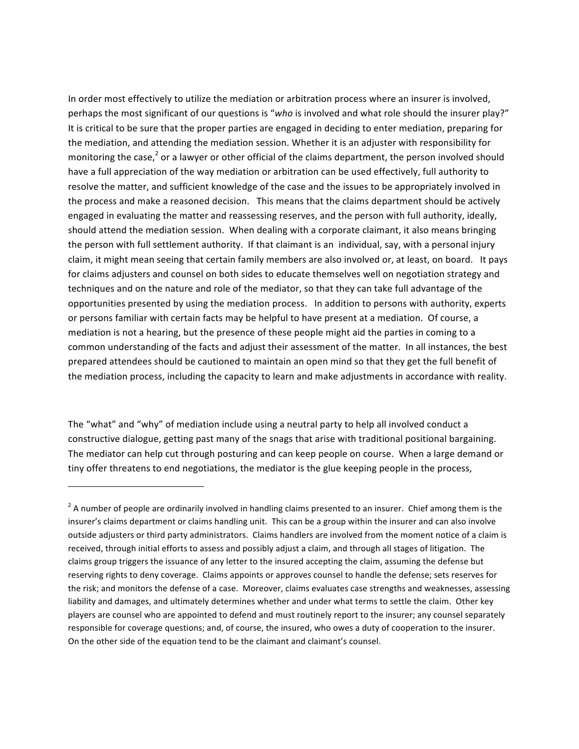In order most effectively to utilize the mediation or arbitration process where an insurer is involved, perhaps the most significant of our questions is "*who* is involved and what role should the insurer play?" It is critical to be sure that the proper parties are engaged in deciding to enter mediation, preparing for the mediation, and attending the mediation session. Whether it is an adjuster with responsibility for monitoring the case,[2] or a lawyer or other official of the claims department, the person involved should have a full appreciation of the way mediation or arbitration can be used effectively, full authority to resolve the matter, and sufficient knowledge of the case and the issues to be appropriately involved in the process and make a reasoned decision. This means that the claims department should be actively engaged in evaluating the matter and reassessing reserves, and the person with full authority, ideally, should attend the mediation session. When dealing with a corporate claimant, it also means bringing the person with full settlement authority. If that claimant is an individual, say, with a personal injury claim, it might mean seeing that certain family members are also involved or, at least, on board. It pays for claims adjusters and counsel on both sides to educate themselves well on negotiation strategy and techniques and on the nature and role of the mediator, so that they can take full advantage of the opportunities presented by using the mediation process. In addition to persons with authority, experts or persons familiar with certain facts may be helpful to have present at a mediation. Of course, a mediation is not a hearing, but the presence of these people might aid the parties in coming to a common understanding of the facts and adjust their assessment of the matter. In all instances, the best prepared attendees should be cautioned to maintain an open mind so that they get the full benefit of the mediation process, including the capacity to learn and make adjustments in accordance with reality.

The "what" and "why" of mediation include using a neutral party to help all involved conduct a constructive dialogue, getting past many of the snags that arise with traditional positional bargaining. The mediator can help cut through posturing and can keep people on course. When a large demand or tiny offer threatens to end negotiations, the mediator is the glue keeping people in the process,

---

[2] A number of people are ordinarily involved in handling claims presented to an insurer. Chief among them is the insurer's claims department or claims handling unit. This can be a group within the insurer and can also involve outside adjusters or third party administrators. Claims handlers are involved from the moment notice of a claim is received, through initial efforts to assess and possibly adjust a claim, and through all stages of litigation. The claims group triggers the issuance of any letter to the insured accepting the claim, assuming the defense but reserving rights to deny coverage. Claims appoints or approves counsel to handle the defense; sets reserves for the risk; and monitors the defense of a case. Moreover, claims evaluates case strengths and weaknesses, assessing liability and damages, and ultimately determines whether and under what terms to settle the claim. Other key players are counsel who are appointed to defend and must routinely report to the insurer; any counsel separately responsible for coverage questions; and, of course, the insured, who owes a duty of cooperation to the insurer. On the other side of the equation tend to be the claimant and claimant's counsel.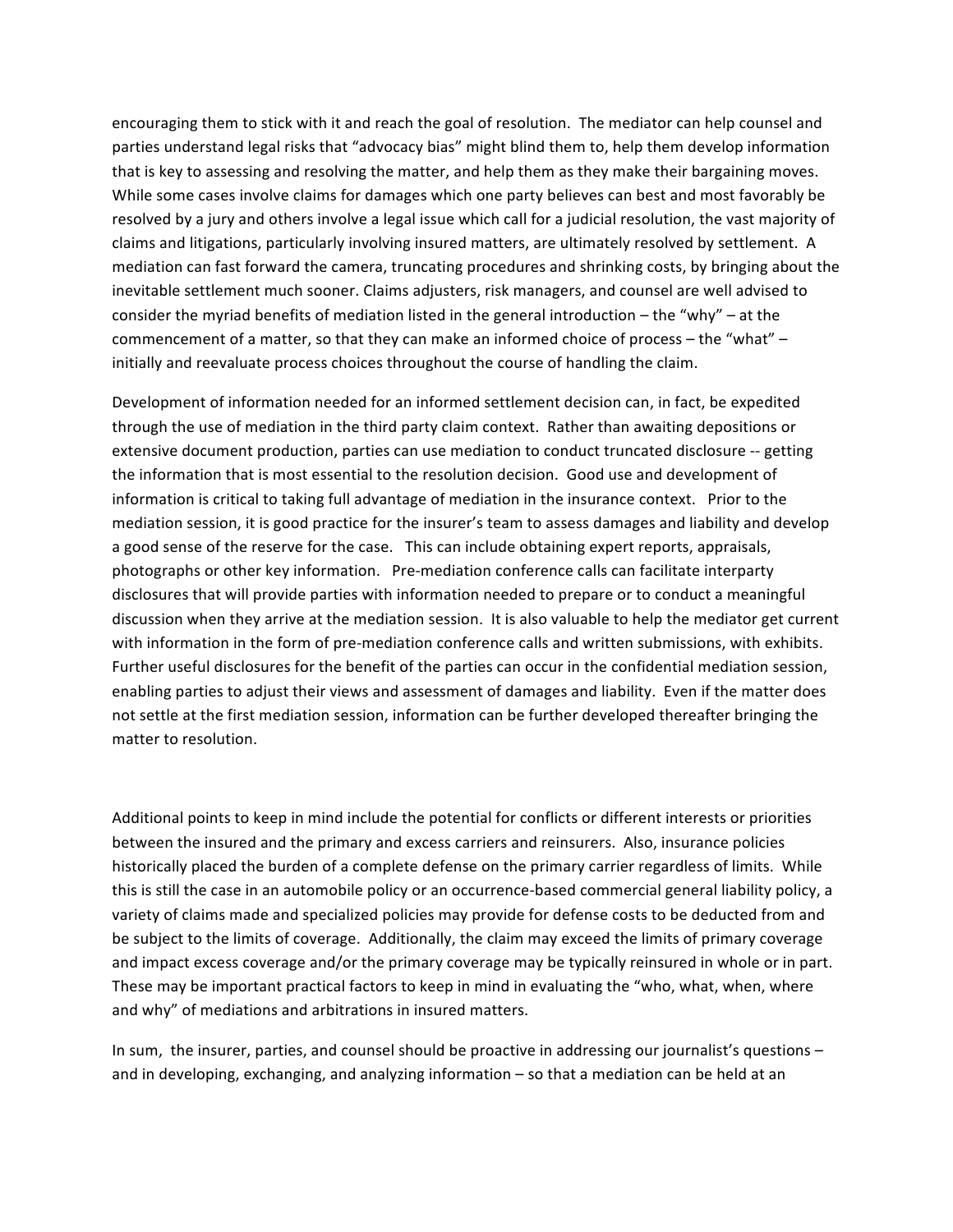encouraging them to stick with it and reach the goal of resolution. The mediator can help counsel and parties understand legal risks that "advocacy bias" might blind them to, help them develop information that is key to assessing and resolving the matter, and help them as they make their bargaining moves. While some cases involve claims for damages which one party believes can best and most favorably be resolved by a jury and others involve a legal issue which call for a judicial resolution, the vast majority of claims and litigations, particularly involving insured matters, are ultimately resolved by settlement. A mediation can fast forward the camera, truncating procedures and shrinking costs, by bringing about the inevitable settlement much sooner. Claims adjusters, risk managers, and counsel are well advised to consider the myriad benefits of mediation listed in the general introduction – the "why" – at the commencement of a matter, so that they can make an informed choice of process – the "what" – initially and reevaluate process choices throughout the course of handling the claim.

Development of information needed for an informed settlement decision can, in fact, be expedited through the use of mediation in the third party claim context. Rather than awaiting depositions or extensive document production, parties can use mediation to conduct truncated disclosure -- getting the information that is most essential to the resolution decision. Good use and development of information is critical to taking full advantage of mediation in the insurance context. Prior to the mediation session, it is good practice for the insurer's team to assess damages and liability and develop a good sense of the reserve for the case. This can include obtaining expert reports, appraisals, photographs or other key information. Pre-mediation conference calls can facilitate interparty disclosures that will provide parties with information needed to prepare or to conduct a meaningful discussion when they arrive at the mediation session. It is also valuable to help the mediator get current with information in the form of pre-mediation conference calls and written submissions, with exhibits. Further useful disclosures for the benefit of the parties can occur in the confidential mediation session, enabling parties to adjust their views and assessment of damages and liability. Even if the matter does not settle at the first mediation session, information can be further developed thereafter bringing the matter to resolution.

Additional points to keep in mind include the potential for conflicts or different interests or priorities between the insured and the primary and excess carriers and reinsurers. Also, insurance policies historically placed the burden of a complete defense on the primary carrier regardless of limits. While this is still the case in an automobile policy or an occurrence-based commercial general liability policy, a variety of claims made and specialized policies may provide for defense costs to be deducted from and be subject to the limits of coverage. Additionally, the claim may exceed the limits of primary coverage and impact excess coverage and/or the primary coverage may be typically reinsured in whole or in part. These may be important practical factors to keep in mind in evaluating the "who, what, when, where and why" of mediations and arbitrations in insured matters.

In sum, the insurer, parties, and counsel should be proactive in addressing our journalist's questions – and in developing, exchanging, and analyzing information – so that a mediation can be held at an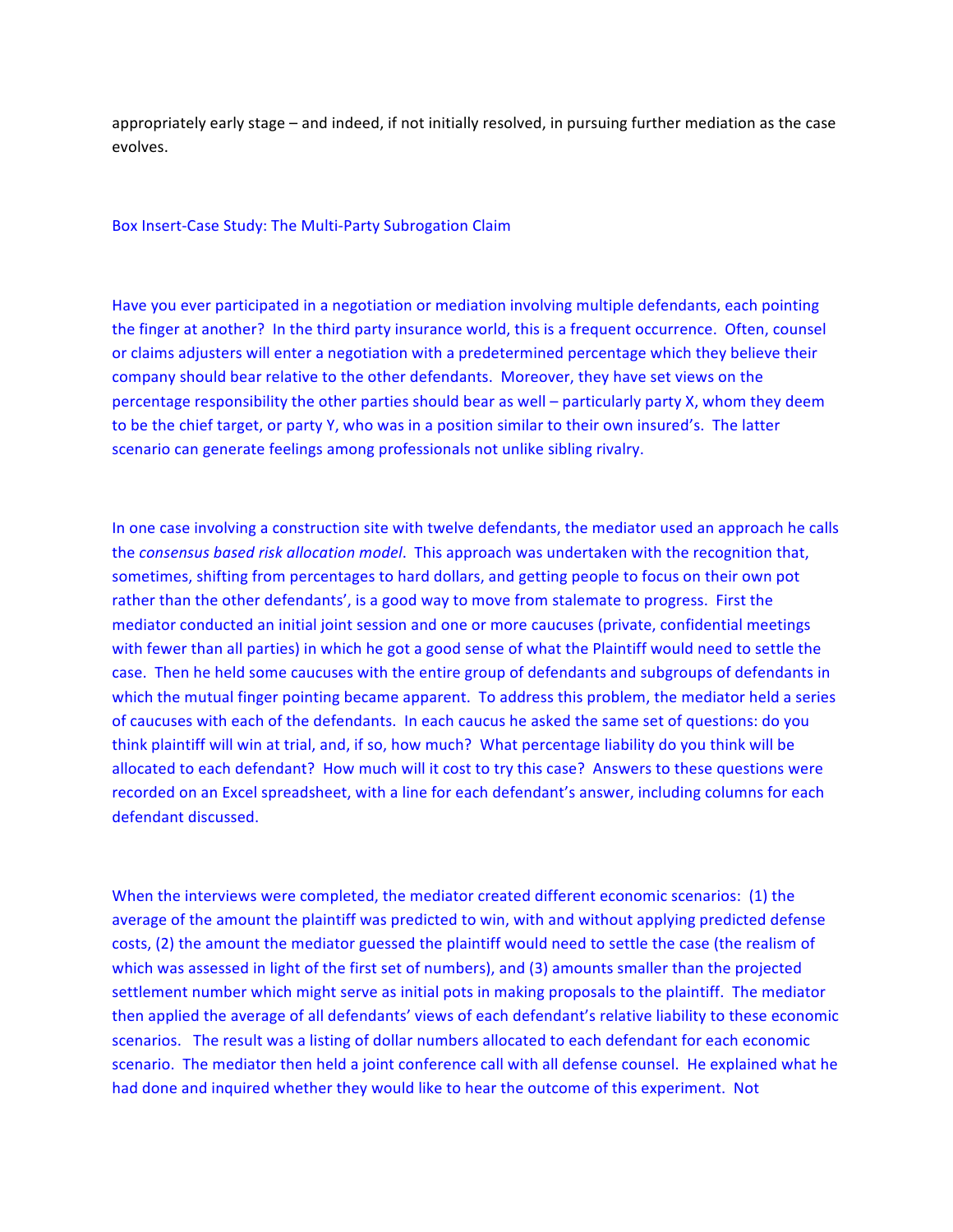appropriately early stage – and indeed, if not initially resolved, in pursuing further mediation as the case evolves.

### Box Insert-Case Study: The Multi-Party Subrogation Claim

Have you ever participated in a negotiation or mediation involving multiple defendants, each pointing the finger at another? In the third party insurance world, this is a frequent occurrence. Often, counsel or claims adjusters will enter a negotiation with a predetermined percentage which they believe their company should bear relative to the other defendants. Moreover, they have set views on the percentage responsibility the other parties should bear as well – particularly party X, whom they deem to be the chief target, or party Y, who was in a position similar to their own insured's. The latter scenario can generate feelings among professionals not unlike sibling rivalry.

In one case involving a construction site with twelve defendants, the mediator used an approach he calls the *consensus based risk allocation model*. This approach was undertaken with the recognition that, sometimes, shifting from percentages to hard dollars, and getting people to focus on their own pot rather than the other defendants', is a good way to move from stalemate to progress. First the mediator conducted an initial joint session and one or more caucuses (private, confidential meetings with fewer than all parties) in which he got a good sense of what the Plaintiff would need to settle the case. Then he held some caucuses with the entire group of defendants and subgroups of defendants in which the mutual finger pointing became apparent. To address this problem, the mediator held a series of caucuses with each of the defendants. In each caucus he asked the same set of questions: do you think plaintiff will win at trial, and, if so, how much? What percentage liability do you think will be allocated to each defendant? How much will it cost to try this case? Answers to these questions were recorded on an Excel spreadsheet, with a line for each defendant's answer, including columns for each defendant discussed.

When the interviews were completed, the mediator created different economic scenarios: (1) the average of the amount the plaintiff was predicted to win, with and without applying predicted defense costs, (2) the amount the mediator guessed the plaintiff would need to settle the case (the realism of which was assessed in light of the first set of numbers), and (3) amounts smaller than the projected settlement number which might serve as initial pots in making proposals to the plaintiff. The mediator then applied the average of all defendants' views of each defendant's relative liability to these economic scenarios. The result was a listing of dollar numbers allocated to each defendant for each economic scenario. The mediator then held a joint conference call with all defense counsel. He explained what he had done and inquired whether they would like to hear the outcome of this experiment. Not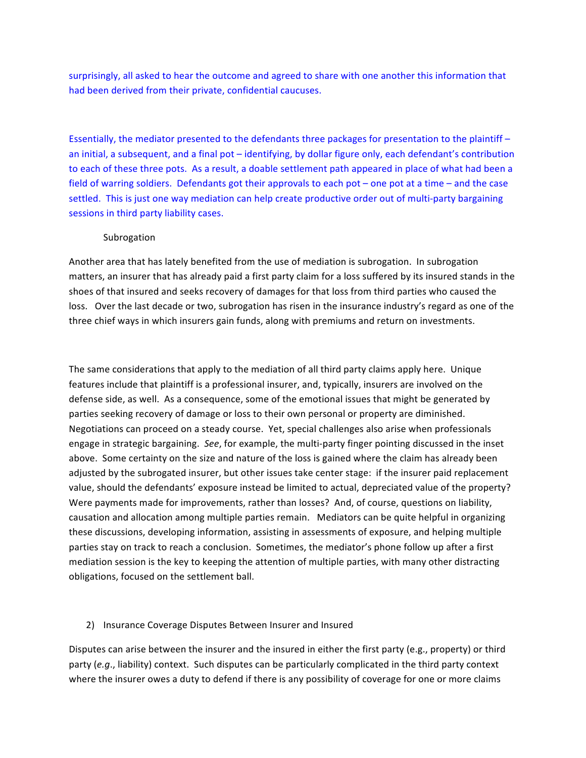surprisingly, all asked to hear the outcome and agreed to share with one another this information that had been derived from their private, confidential caucuses.

Essentially, the mediator presented to the defendants three packages for presentation to the plaintiff – an initial, a subsequent, and a final pot – identifying, by dollar figure only, each defendant's contribution to each of these three pots. As a result, a doable settlement path appeared in place of what had been a field of warring soldiers. Defendants got their approvals to each pot – one pot at a time – and the case settled. This is just one way mediation can help create productive order out of multi-party bargaining sessions in third party liability cases.

### Subrogation

Another area that has lately benefited from the use of mediation is subrogation. In subrogation matters, an insurer that has already paid a first party claim for a loss suffered by its insured stands in the shoes of that insured and seeks recovery of damages for that loss from third parties who caused the loss. Over the last decade or two, subrogation has risen in the insurance industry's regard as one of the three chief ways in which insurers gain funds, along with premiums and return on investments.

The same considerations that apply to the mediation of all third party claims apply here. Unique features include that plaintiff is a professional insurer, and, typically, insurers are involved on the defense side, as well. As a consequence, some of the emotional issues that might be generated by parties seeking recovery of damage or loss to their own personal or property are diminished. Negotiations can proceed on a steady course. Yet, special challenges also arise when professionals engage in strategic bargaining. *See*, for example, the multi-party finger pointing discussed in the inset above. Some certainty on the size and nature of the loss is gained where the claim has already been adjusted by the subrogated insurer, but other issues take center stage: if the insurer paid replacement value, should the defendants' exposure instead be limited to actual, depreciated value of the property? Were payments made for improvements, rather than losses? And, of course, questions on liability, causation and allocation among multiple parties remain. Mediators can be quite helpful in organizing these discussions, developing information, assisting in assessments of exposure, and helping multiple parties stay on track to reach a conclusion. Sometimes, the mediator's phone follow up after a first mediation session is the key to keeping the attention of multiple parties, with many other distracting obligations, focused on the settlement ball.

## 2) Insurance Coverage Disputes Between Insurer and Insured

Disputes can arise between the insurer and the insured in either the first party (e.g., property) or third party (*e.g.*, liability) context. Such disputes can be particularly complicated in the third party context where the insurer owes a duty to defend if there is any possibility of coverage for one or more claims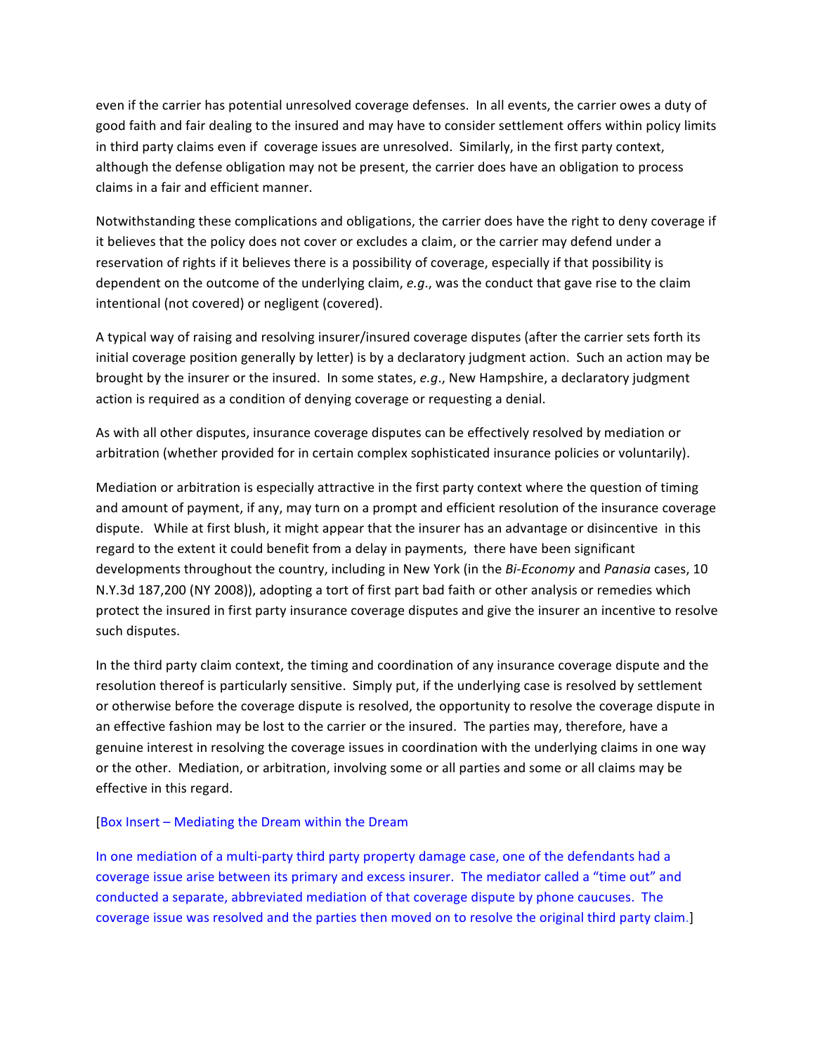even if the carrier has potential unresolved coverage defenses. In all events, the carrier owes a duty of good faith and fair dealing to the insured and may have to consider settlement offers within policy limits in third party claims even if coverage issues are unresolved. Similarly, in the first party context, although the defense obligation may not be present, the carrier does have an obligation to process claims in a fair and efficient manner.

Notwithstanding these complications and obligations, the carrier does have the right to deny coverage if it believes that the policy does not cover or excludes a claim, or the carrier may defend under a reservation of rights if it believes there is a possibility of coverage, especially if that possibility is dependent on the outcome of the underlying claim, *e.g*., was the conduct that gave rise to the claim intentional (not covered) or negligent (covered).

A typical way of raising and resolving insurer/insured coverage disputes (after the carrier sets forth its initial coverage position generally by letter) is by a declaratory judgment action. Such an action may be brought by the insurer or the insured. In some states, *e.g*., New Hampshire, a declaratory judgment action is required as a condition of denying coverage or requesting a denial.

As with all other disputes, insurance coverage disputes can be effectively resolved by mediation or arbitration (whether provided for in certain complex sophisticated insurance policies or voluntarily).

Mediation or arbitration is especially attractive in the first party context where the question of timing and amount of payment, if any, may turn on a prompt and efficient resolution of the insurance coverage dispute. While at first blush, it might appear that the insurer has an advantage or disincentive in this regard to the extent it could benefit from a delay in payments, there have been significant developments throughout the country, including in New York (in the *Bi-Economy* and *Panasia* cases, 10 N.Y.3d 187,200 (NY 2008)), adopting a tort of first part bad faith or other analysis or remedies which protect the insured in first party insurance coverage disputes and give the insurer an incentive to resolve such disputes.

In the third party claim context, the timing and coordination of any insurance coverage dispute and the resolution thereof is particularly sensitive. Simply put, if the underlying case is resolved by settlement or otherwise before the coverage dispute is resolved, the opportunity to resolve the coverage dispute in an effective fashion may be lost to the carrier or the insured. The parties may, therefore, have a genuine interest in resolving the coverage issues in coordination with the underlying claims in one way or the other. Mediation, or arbitration, involving some or all parties and some or all claims may be effective in this regard.

[Box Insert – Mediating the Dream within the Dream

In one mediation of a multi-party third party property damage case, one of the defendants had a coverage issue arise between its primary and excess insurer. The mediator called a "time out" and conducted a separate, abbreviated mediation of that coverage dispute by phone caucuses. The coverage issue was resolved and the parties then moved on to resolve the original third party claim.]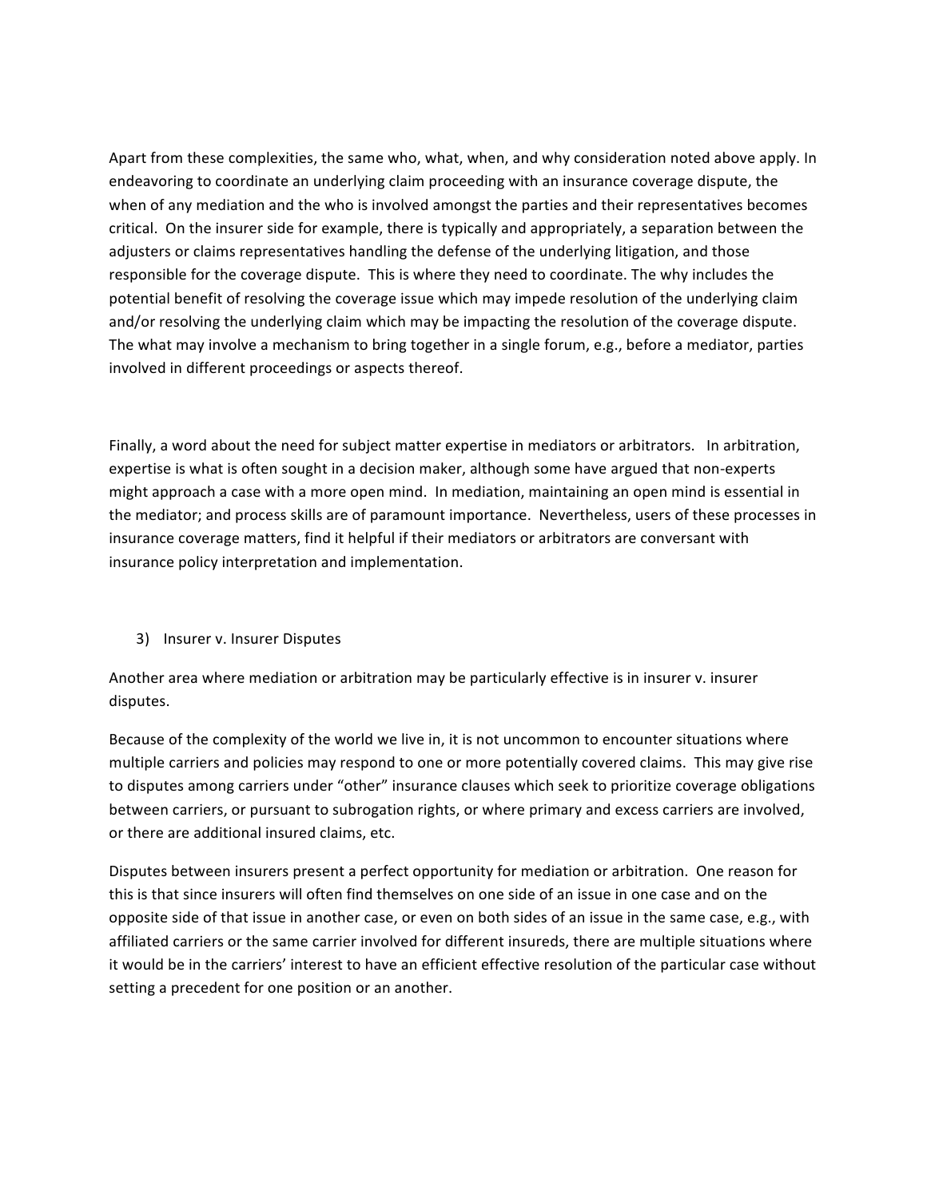Apart from these complexities, the same who, what, when, and why consideration noted above apply. In endeavoring to coordinate an underlying claim proceeding with an insurance coverage dispute, the when of any mediation and the who is involved amongst the parties and their representatives becomes critical. On the insurer side for example, there is typically and appropriately, a separation between the adjusters or claims representatives handling the defense of the underlying litigation, and those responsible for the coverage dispute. This is where they need to coordinate. The why includes the potential benefit of resolving the coverage issue which may impede resolution of the underlying claim and/or resolving the underlying claim which may be impacting the resolution of the coverage dispute. The what may involve a mechanism to bring together in a single forum, e.g., before a mediator, parties involved in different proceedings or aspects thereof.

Finally, a word about the need for subject matter expertise in mediators or arbitrators. In arbitration, expertise is what is often sought in a decision maker, although some have argued that non-experts might approach a case with a more open mind. In mediation, maintaining an open mind is essential in the mediator; and process skills are of paramount importance. Nevertheless, users of these processes in insurance coverage matters, find it helpful if their mediators or arbitrators are conversant with insurance policy interpretation and implementation.

3) Insurer v. Insurer Disputes

Another area where mediation or arbitration may be particularly effective is in insurer v. insurer disputes.

Because of the complexity of the world we live in, it is not uncommon to encounter situations where multiple carriers and policies may respond to one or more potentially covered claims. This may give rise to disputes among carriers under "other" insurance clauses which seek to prioritize coverage obligations between carriers, or pursuant to subrogation rights, or where primary and excess carriers are involved, or there are additional insured claims, etc.

Disputes between insurers present a perfect opportunity for mediation or arbitration. One reason for this is that since insurers will often find themselves on one side of an issue in one case and on the opposite side of that issue in another case, or even on both sides of an issue in the same case, e.g., with affiliated carriers or the same carrier involved for different insureds, there are multiple situations where it would be in the carriers' interest to have an efficient effective resolution of the particular case without setting a precedent for one position or an another.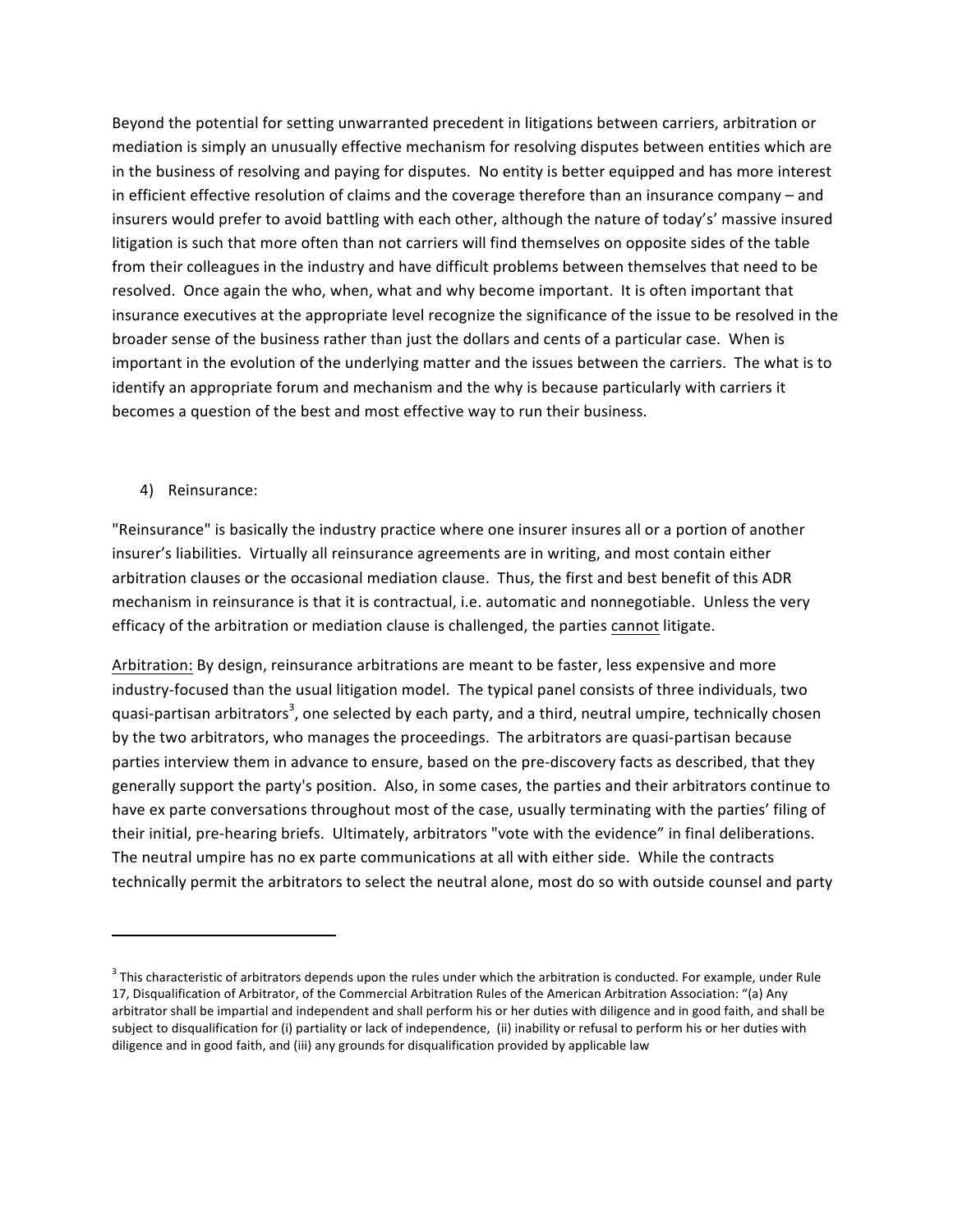Beyond the potential for setting unwarranted precedent in litigations between carriers, arbitration or mediation is simply an unusually effective mechanism for resolving disputes between entities which are in the business of resolving and paying for disputes. No entity is better equipped and has more interest in efficient effective resolution of claims and the coverage therefore than an insurance company – and insurers would prefer to avoid battling with each other, although the nature of today's' massive insured litigation is such that more often than not carriers will find themselves on opposite sides of the table from their colleagues in the industry and have difficult problems between themselves that need to be resolved. Once again the who, when, what and why become important. It is often important that insurance executives at the appropriate level recognize the significance of the issue to be resolved in the broader sense of the business rather than just the dollars and cents of a particular case. When is important in the evolution of the underlying matter and the issues between the carriers. The what is to identify an appropriate forum and mechanism and the why is because particularly with carriers it becomes a question of the best and most effective way to run their business.

4) Reinsurance:

"Reinsurance" is basically the industry practice where one insurer insures all or a portion of another insurer's liabilities. Virtually all reinsurance agreements are in writing, and most contain either arbitration clauses or the occasional mediation clause. Thus, the first and best benefit of this ADR mechanism in reinsurance is that it is contractual, i.e. automatic and nonnegotiable. Unless the very efficacy of the arbitration or mediation clause is challenged, the parties <u>cannot</u> litigate.

<u>Arbitration:</u> By design, reinsurance arbitrations are meant to be faster, less expensive and more industry-focused than the usual litigation model. The typical panel consists of three individuals, two quasi-partisan arbitrators[3], one selected by each party, and a third, neutral umpire, technically chosen by the two arbitrators, who manages the proceedings. The arbitrators are quasi-partisan because parties interview them in advance to ensure, based on the pre-discovery facts as described, that they generally support the party's position. Also, in some cases, the parties and their arbitrators continue to have ex parte conversations throughout most of the case, usually terminating with the parties' filing of their initial, pre-hearing briefs. Ultimately, arbitrators "vote with the evidence" in final deliberations. The neutral umpire has no ex parte communications at all with either side. While the contracts technically permit the arbitrators to select the neutral alone, most do so with outside counsel and party

---

[3] This characteristic of arbitrators depends upon the rules under which the arbitration is conducted. For example, under Rule 17, Disqualification of Arbitrator, of the Commercial Arbitration Rules of the American Arbitration Association: "(a) Any arbitrator shall be impartial and independent and shall perform his or her duties with diligence and in good faith, and shall be subject to disqualification for (i) partiality or lack of independence, (ii) inability or refusal to perform his or her duties with diligence and in good faith, and (iii) any grounds for disqualification provided by applicable law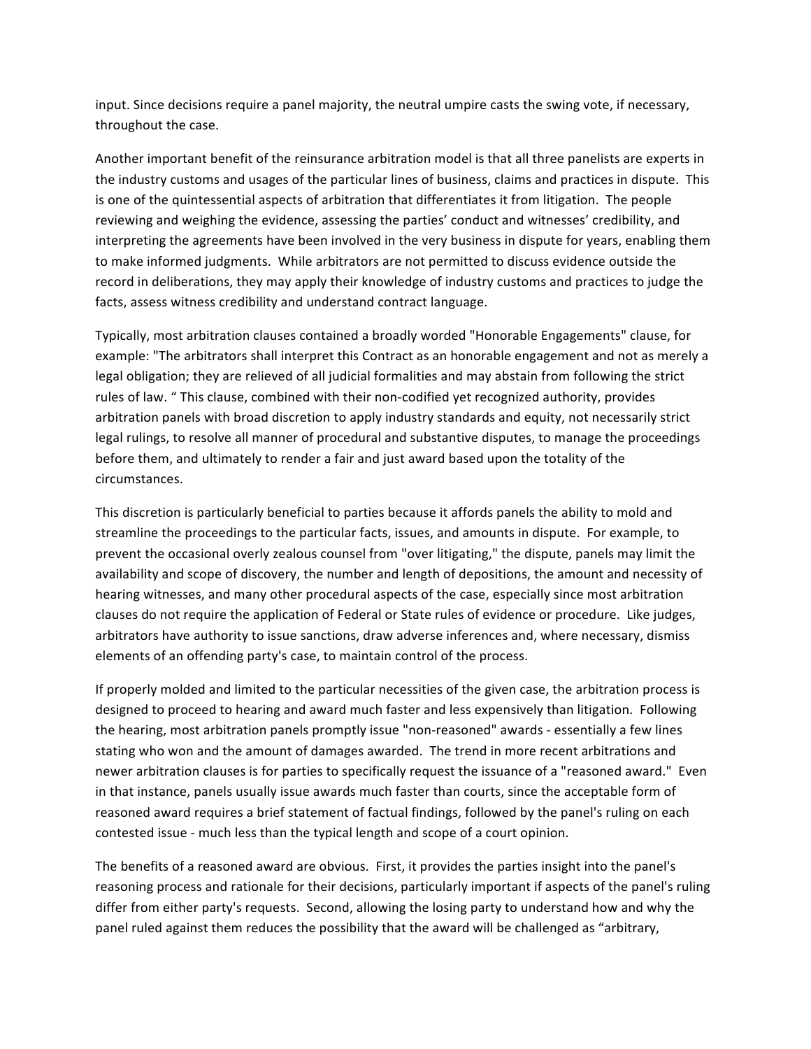input. Since decisions require a panel majority, the neutral umpire casts the swing vote, if necessary, throughout the case.

Another important benefit of the reinsurance arbitration model is that all three panelists are experts in the industry customs and usages of the particular lines of business, claims and practices in dispute. This is one of the quintessential aspects of arbitration that differentiates it from litigation. The people reviewing and weighing the evidence, assessing the parties' conduct and witnesses' credibility, and interpreting the agreements have been involved in the very business in dispute for years, enabling them to make informed judgments. While arbitrators are not permitted to discuss evidence outside the record in deliberations, they may apply their knowledge of industry customs and practices to judge the facts, assess witness credibility and understand contract language.

Typically, most arbitration clauses contained a broadly worded "Honorable Engagements" clause, for example: "The arbitrators shall interpret this Contract as an honorable engagement and not as merely a legal obligation; they are relieved of all judicial formalities and may abstain from following the strict rules of law. " This clause, combined with their non-codified yet recognized authority, provides arbitration panels with broad discretion to apply industry standards and equity, not necessarily strict legal rulings, to resolve all manner of procedural and substantive disputes, to manage the proceedings before them, and ultimately to render a fair and just award based upon the totality of the circumstances.

This discretion is particularly beneficial to parties because it affords panels the ability to mold and streamline the proceedings to the particular facts, issues, and amounts in dispute. For example, to prevent the occasional overly zealous counsel from "over litigating," the dispute, panels may limit the availability and scope of discovery, the number and length of depositions, the amount and necessity of hearing witnesses, and many other procedural aspects of the case, especially since most arbitration clauses do not require the application of Federal or State rules of evidence or procedure. Like judges, arbitrators have authority to issue sanctions, draw adverse inferences and, where necessary, dismiss elements of an offending party's case, to maintain control of the process.

If properly molded and limited to the particular necessities of the given case, the arbitration process is designed to proceed to hearing and award much faster and less expensively than litigation. Following the hearing, most arbitration panels promptly issue "non-reasoned" awards - essentially a few lines stating who won and the amount of damages awarded. The trend in more recent arbitrations and newer arbitration clauses is for parties to specifically request the issuance of a "reasoned award." Even in that instance, panels usually issue awards much faster than courts, since the acceptable form of reasoned award requires a brief statement of factual findings, followed by the panel's ruling on each contested issue - much less than the typical length and scope of a court opinion.

The benefits of a reasoned award are obvious. First, it provides the parties insight into the panel's reasoning process and rationale for their decisions, particularly important if aspects of the panel's ruling differ from either party's requests. Second, allowing the losing party to understand how and why the panel ruled against them reduces the possibility that the award will be challenged as "arbitrary,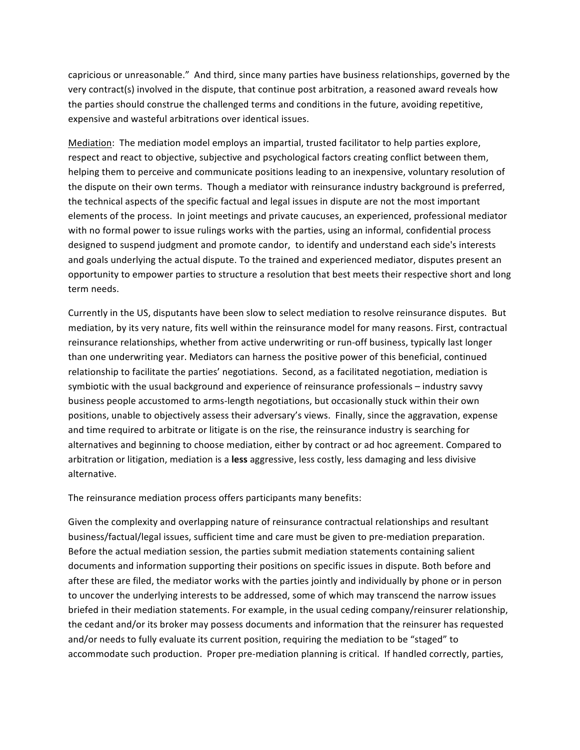capricious or unreasonable." And third, since many parties have business relationships, governed by the very contract(s) involved in the dispute, that continue post arbitration, a reasoned award reveals how the parties should construe the challenged terms and conditions in the future, avoiding repetitive, expensive and wasteful arbitrations over identical issues.

<u>Mediation</u>: The mediation model employs an impartial, trusted facilitator to help parties explore, respect and react to objective, subjective and psychological factors creating conflict between them, helping them to perceive and communicate positions leading to an inexpensive, voluntary resolution of the dispute on their own terms. Though a mediator with reinsurance industry background is preferred, the technical aspects of the specific factual and legal issues in dispute are not the most important elements of the process. In joint meetings and private caucuses, an experienced, professional mediator with no formal power to issue rulings works with the parties, using an informal, confidential process designed to suspend judgment and promote candor, to identify and understand each side's interests and goals underlying the actual dispute. To the trained and experienced mediator, disputes present an opportunity to empower parties to structure a resolution that best meets their respective short and long term needs.

Currently in the US, disputants have been slow to select mediation to resolve reinsurance disputes. But mediation, by its very nature, fits well within the reinsurance model for many reasons. First, contractual reinsurance relationships, whether from active underwriting or run-off business, typically last longer than one underwriting year. Mediators can harness the positive power of this beneficial, continued relationship to facilitate the parties' negotiations. Second, as a facilitated negotiation, mediation is symbiotic with the usual background and experience of reinsurance professionals – industry savvy business people accustomed to arms-length negotiations, but occasionally stuck within their own positions, unable to objectively assess their adversary's views. Finally, since the aggravation, expense and time required to arbitrate or litigate is on the rise, the reinsurance industry is searching for alternatives and beginning to choose mediation, either by contract or ad hoc agreement. Compared to arbitration or litigation, mediation is a **less** aggressive, less costly, less damaging and less divisive alternative.

The reinsurance mediation process offers participants many benefits:

Given the complexity and overlapping nature of reinsurance contractual relationships and resultant business/factual/legal issues, sufficient time and care must be given to pre-mediation preparation. Before the actual mediation session, the parties submit mediation statements containing salient documents and information supporting their positions on specific issues in dispute. Both before and after these are filed, the mediator works with the parties jointly and individually by phone or in person to uncover the underlying interests to be addressed, some of which may transcend the narrow issues briefed in their mediation statements. For example, in the usual ceding company/reinsurer relationship, the cedant and/or its broker may possess documents and information that the reinsurer has requested and/or needs to fully evaluate its current position, requiring the mediation to be "staged" to accommodate such production. Proper pre-mediation planning is critical. If handled correctly, parties,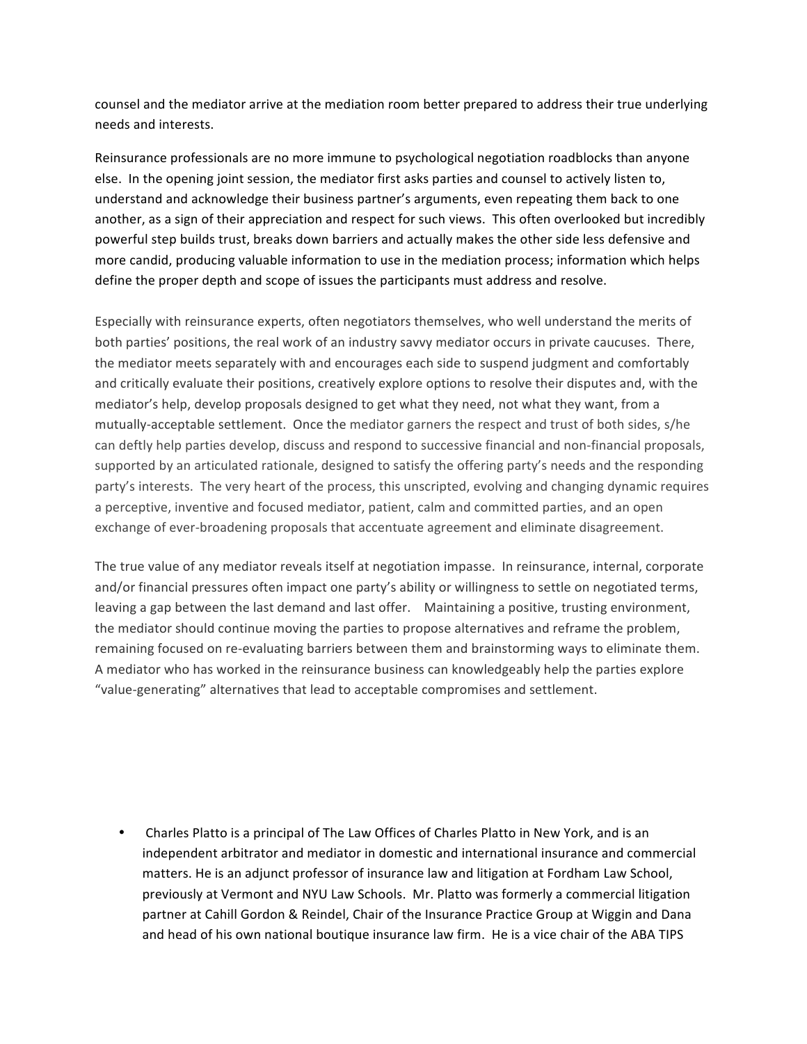counsel and the mediator arrive at the mediation room better prepared to address their true underlying needs and interests.

Reinsurance professionals are no more immune to psychological negotiation roadblocks than anyone else. In the opening joint session, the mediator first asks parties and counsel to actively listen to, understand and acknowledge their business partner's arguments, even repeating them back to one another, as a sign of their appreciation and respect for such views. This often overlooked but incredibly powerful step builds trust, breaks down barriers and actually makes the other side less defensive and more candid, producing valuable information to use in the mediation process; information which helps define the proper depth and scope of issues the participants must address and resolve.

Especially with reinsurance experts, often negotiators themselves, who well understand the merits of both parties' positions, the real work of an industry savvy mediator occurs in private caucuses. There, the mediator meets separately with and encourages each side to suspend judgment and comfortably and critically evaluate their positions, creatively explore options to resolve their disputes and, with the mediator's help, develop proposals designed to get what they need, not what they want, from a mutually-acceptable settlement. Once the mediator garners the respect and trust of both sides, s/he can deftly help parties develop, discuss and respond to successive financial and non-financial proposals, supported by an articulated rationale, designed to satisfy the offering party's needs and the responding party's interests. The very heart of the process, this unscripted, evolving and changing dynamic requires a perceptive, inventive and focused mediator, patient, calm and committed parties, and an open exchange of ever-broadening proposals that accentuate agreement and eliminate disagreement.

The true value of any mediator reveals itself at negotiation impasse. In reinsurance, internal, corporate and/or financial pressures often impact one party's ability or willingness to settle on negotiated terms, leaving a gap between the last demand and last offer. Maintaining a positive, trusting environment, the mediator should continue moving the parties to propose alternatives and reframe the problem, remaining focused on re-evaluating barriers between them and brainstorming ways to eliminate them. A mediator who has worked in the reinsurance business can knowledgeably help the parties explore "value-generating" alternatives that lead to acceptable compromises and settlement.

- Charles Platto is a principal of The Law Offices of Charles Platto in New York, and is an independent arbitrator and mediator in domestic and international insurance and commercial matters. He is an adjunct professor of insurance law and litigation at Fordham Law School, previously at Vermont and NYU Law Schools. Mr. Platto was formerly a commercial litigation partner at Cahill Gordon & Reindel, Chair of the Insurance Practice Group at Wiggin and Dana and head of his own national boutique insurance law firm. He is a vice chair of the ABA TIPS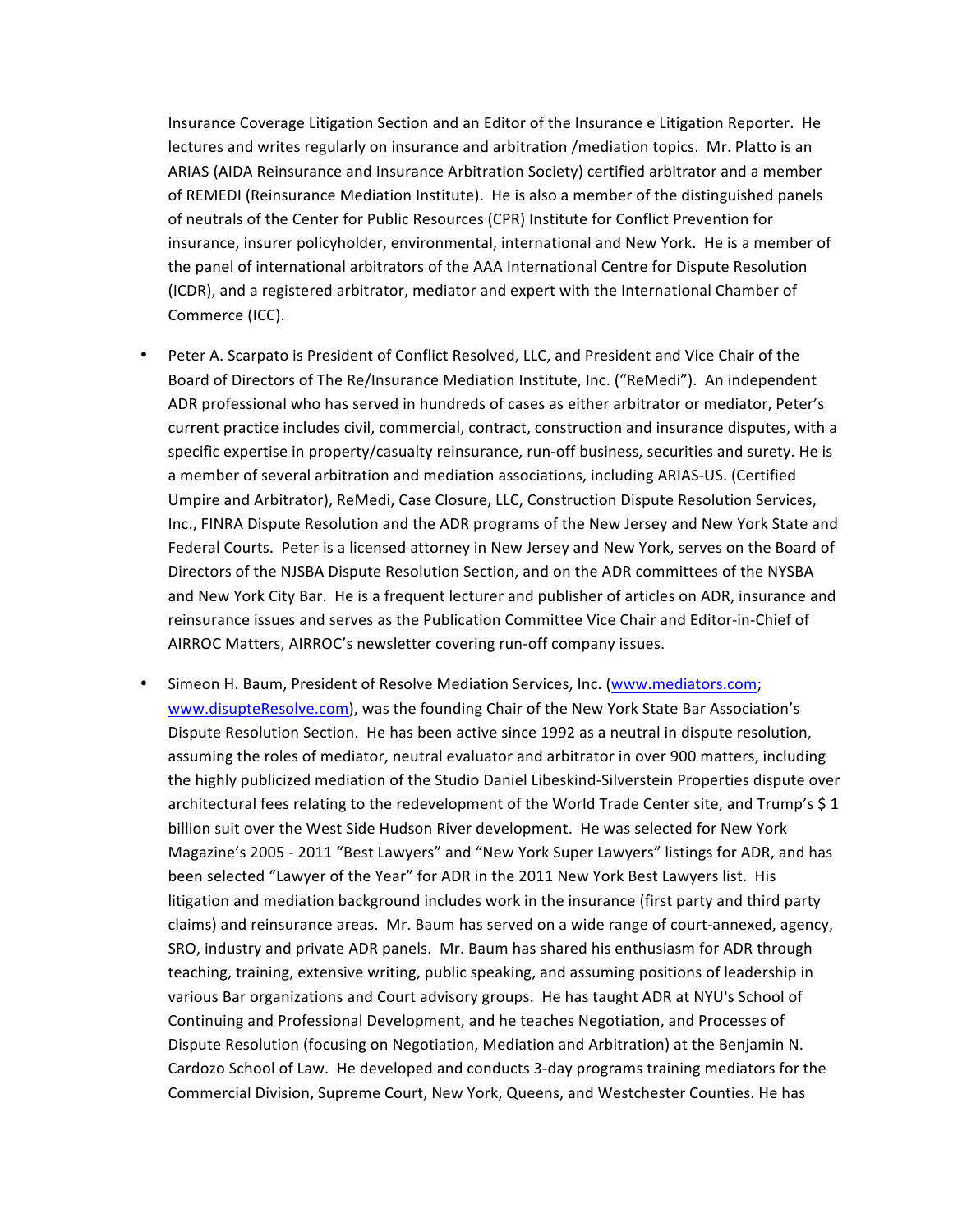Insurance Coverage Litigation Section and an Editor of the Insurance e Litigation Reporter. He lectures and writes regularly on insurance and arbitration /mediation topics. Mr. Platto is an ARIAS (AIDA Reinsurance and Insurance Arbitration Society) certified arbitrator and a member of REMEDI (Reinsurance Mediation Institute). He is also a member of the distinguished panels of neutrals of the Center for Public Resources (CPR) Institute for Conflict Prevention for insurance, insurer policyholder, environmental, international and New York. He is a member of the panel of international arbitrators of the AAA International Centre for Dispute Resolution (ICDR), and a registered arbitrator, mediator and expert with the International Chamber of Commerce (ICC).

- Peter A. Scarpato is President of Conflict Resolved, LLC, and President and Vice Chair of the Board of Directors of The Re/Insurance Mediation Institute, Inc. ("ReMedi"). An independent ADR professional who has served in hundreds of cases as either arbitrator or mediator, Peter's current practice includes civil, commercial, contract, construction and insurance disputes, with a specific expertise in property/casualty reinsurance, run-off business, securities and surety. He is a member of several arbitration and mediation associations, including ARIAS-US. (Certified Umpire and Arbitrator), ReMedi, Case Closure, LLC, Construction Dispute Resolution Services, Inc., FINRA Dispute Resolution and the ADR programs of the New Jersey and New York State and Federal Courts. Peter is a licensed attorney in New Jersey and New York, serves on the Board of Directors of the NJSBA Dispute Resolution Section, and on the ADR committees of the NYSBA and New York City Bar. He is a frequent lecturer and publisher of articles on ADR, insurance and reinsurance issues and serves as the Publication Committee Vice Chair and Editor-in-Chief of AIRROC Matters, AIRROC's newsletter covering run-off company issues.

- Simeon H. Baum, President of Resolve Mediation Services, Inc. (www.mediators.com; www.disupteResolve.com), was the founding Chair of the New York State Bar Association's Dispute Resolution Section. He has been active since 1992 as a neutral in dispute resolution, assuming the roles of mediator, neutral evaluator and arbitrator in over 900 matters, including the highly publicized mediation of the Studio Daniel Libeskind-Silverstein Properties dispute over architectural fees relating to the redevelopment of the World Trade Center site, and Trump's $ 1 billion suit over the West Side Hudson River development. He was selected for New York Magazine's 2005 - 2011 "Best Lawyers" and "New York Super Lawyers" listings for ADR, and has been selected "Lawyer of the Year" for ADR in the 2011 New York Best Lawyers list. His litigation and mediation background includes work in the insurance (first party and third party claims) and reinsurance areas. Mr. Baum has served on a wide range of court-annexed, agency, SRO, industry and private ADR panels. Mr. Baum has shared his enthusiasm for ADR through teaching, training, extensive writing, public speaking, and assuming positions of leadership in various Bar organizations and Court advisory groups. He has taught ADR at NYU's School of Continuing and Professional Development, and he teaches Negotiation, and Processes of Dispute Resolution (focusing on Negotiation, Mediation and Arbitration) at the Benjamin N. Cardozo School of Law. He developed and conducts 3-day programs training mediators for the Commercial Division, Supreme Court, New York, Queens, and Westchester Counties. He has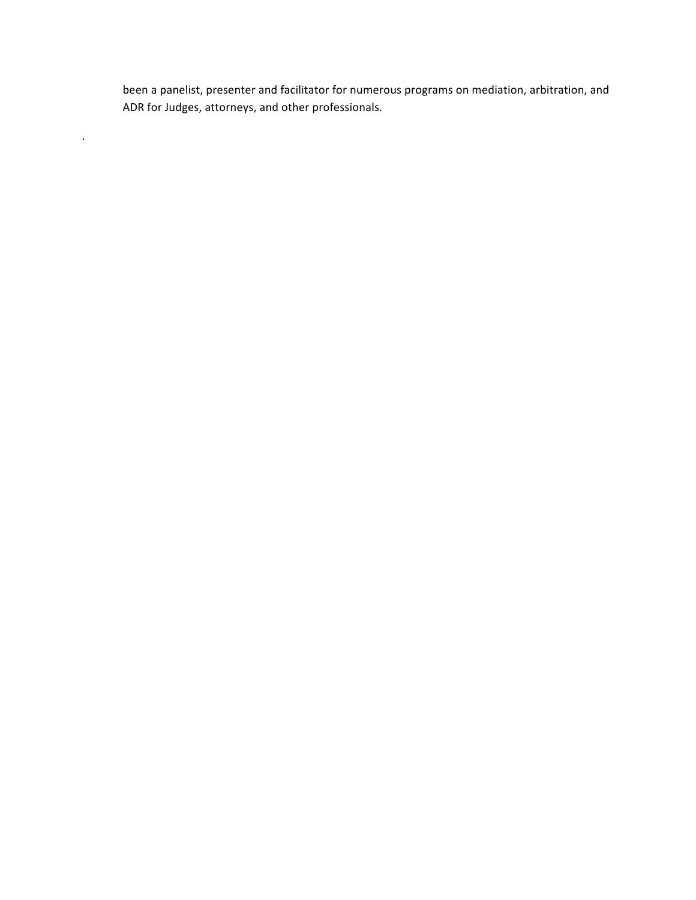been a panelist, presenter and facilitator for numerous programs on mediation, arbitration, and ADR for Judges, attorneys, and other professionals.

.